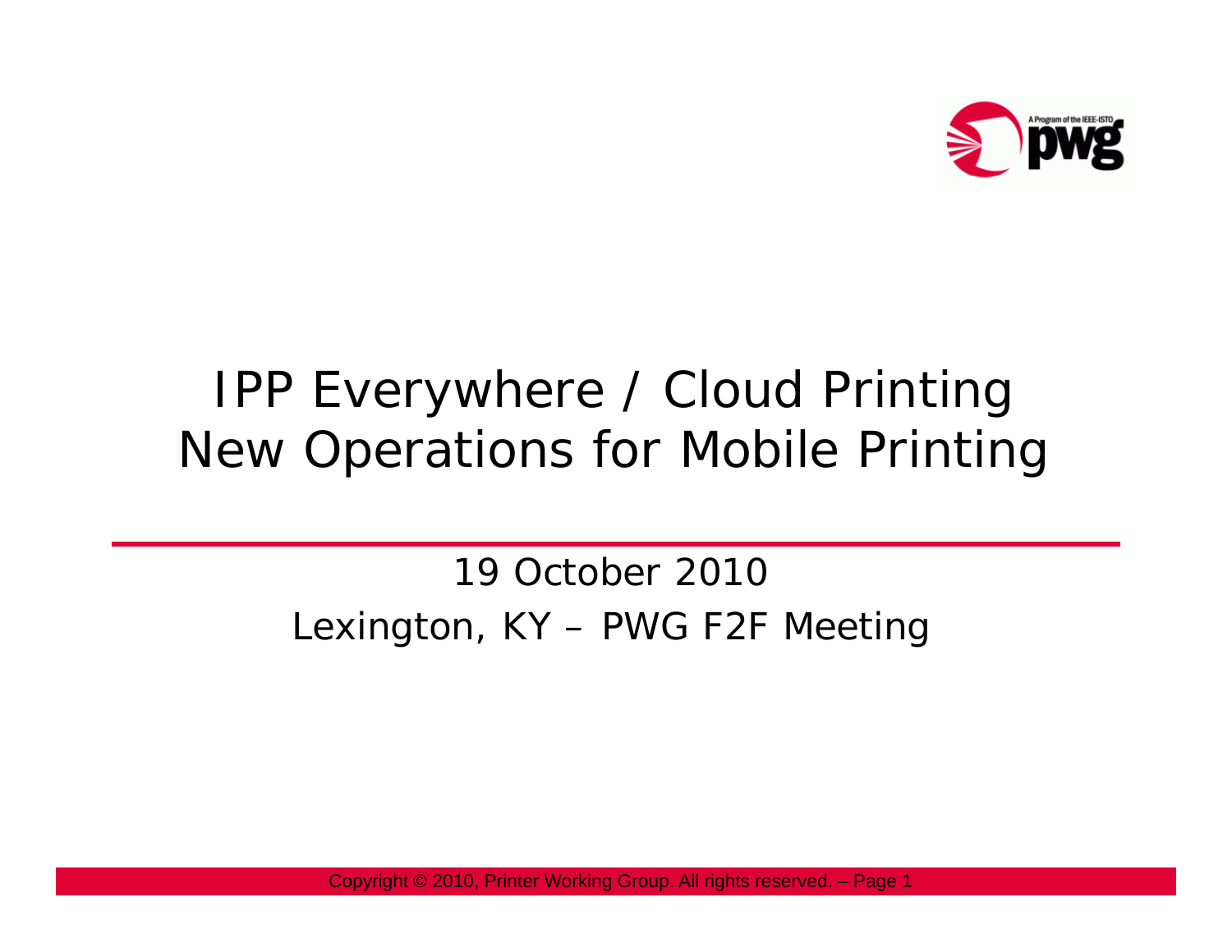# IPP Everywhere / Cloud Printing New Operations for Mobile Printing

19 October 2010

Lexington, KY – PWG F2F Meeting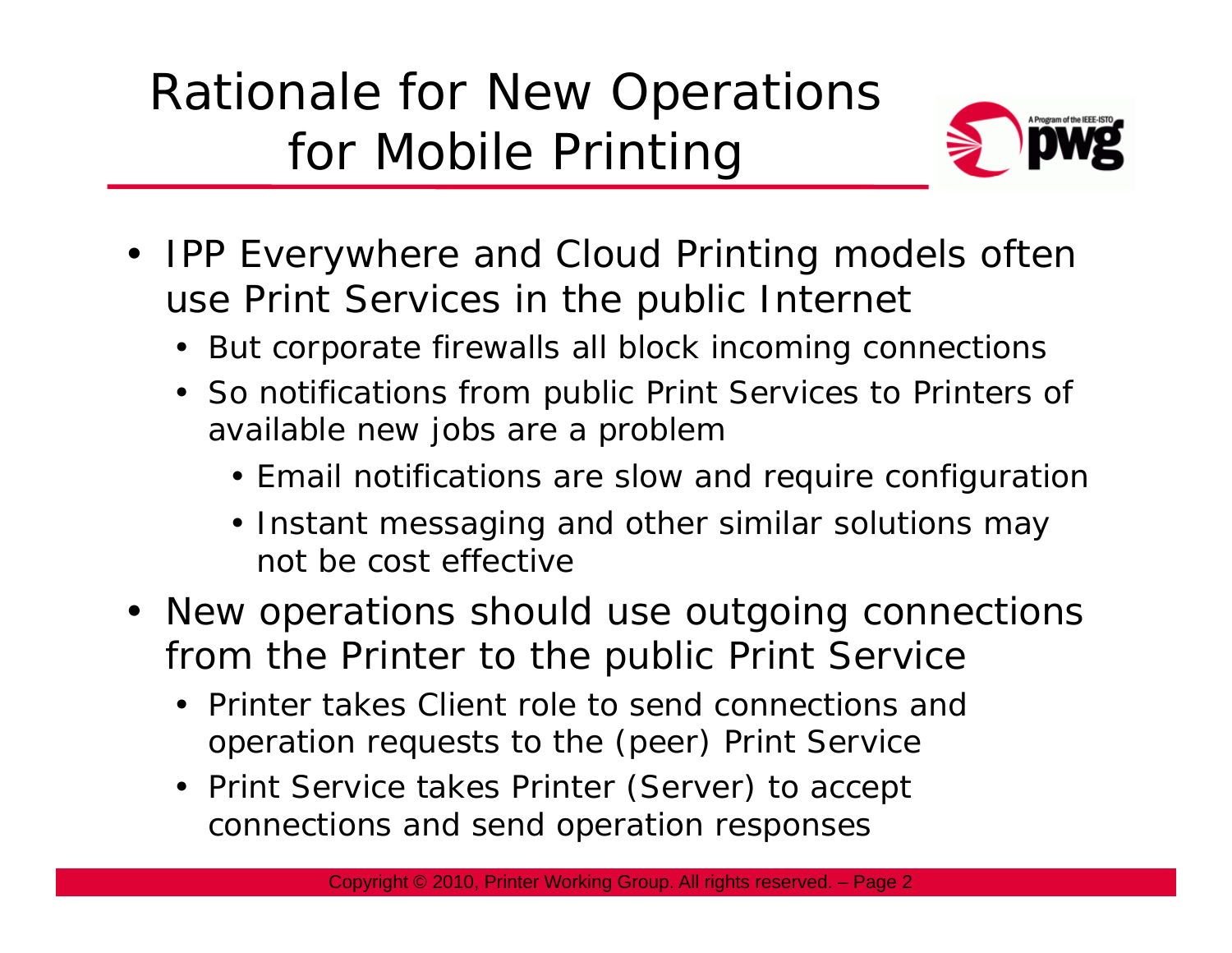# Rationale for New Operations for Mobile Printing

- IPP Everywhere and Cloud Printing models often use Print Services in the public Internet
  - But corporate firewalls all block incoming connections
  - So notifications from public Print Services to Printers of available new jobs are a problem
    - Email notifications are slow and require configuration
    - Instant messaging and other similar solutions may not be cost effective
- New operations should use outgoing connections from the Printer to the public Print Service
  - Printer takes Client role to send connections and operation requests to the (peer) Print Service
  - Print Service takes Printer (Server) to accept connections and send operation responses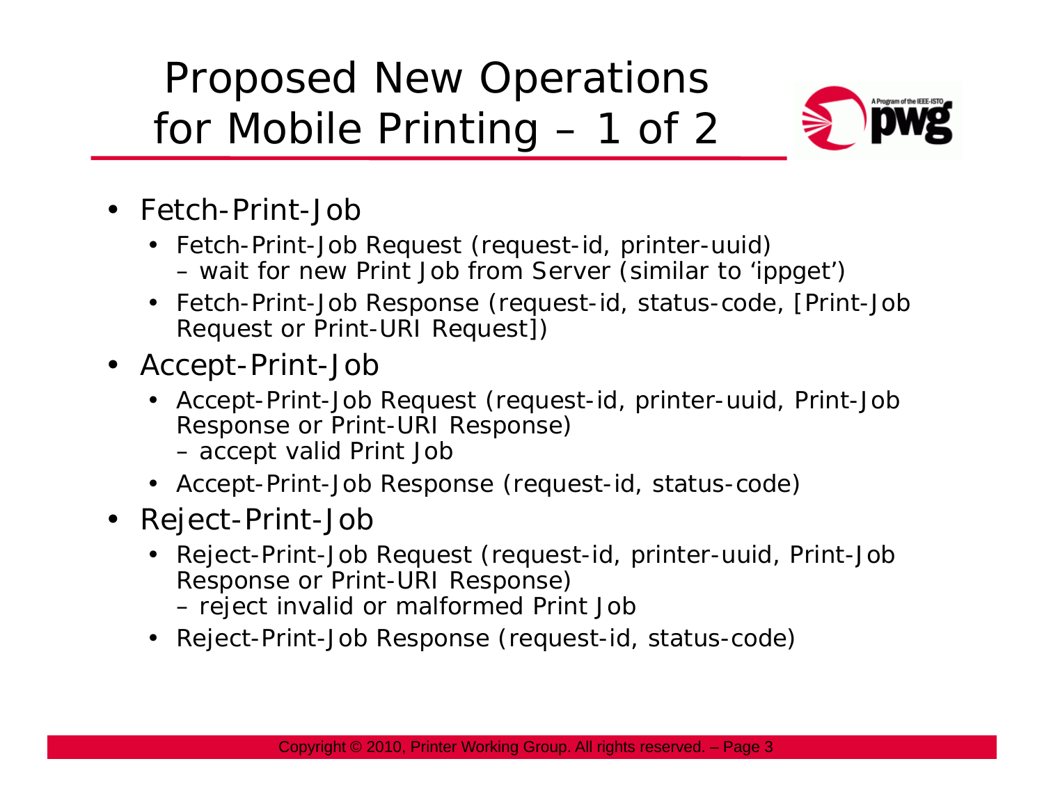# Proposed New Operations for Mobile Printing – 1 of 2

- Fetch-Print-Job
  - Fetch-Print-Job Request (request-id, printer-uuid)
    – wait for new Print Job from Server (similar to 'ippget')
  - Fetch-Print-Job Response (request-id, status-code, [Print-Job Request or Print-URI Request])
- Accept-Print-Job
  - Accept-Print-Job Request (request-id, printer-uuid, Print-Job Response or Print-URI Response)
    – accept valid Print Job
  - Accept-Print-Job Response (request-id, status-code)
- Reject-Print-Job
  - Reject-Print-Job Request (request-id, printer-uuid, Print-Job Response or Print-URI Response)
    – reject invalid or malformed Print Job
  - Reject-Print-Job Response (request-id, status-code)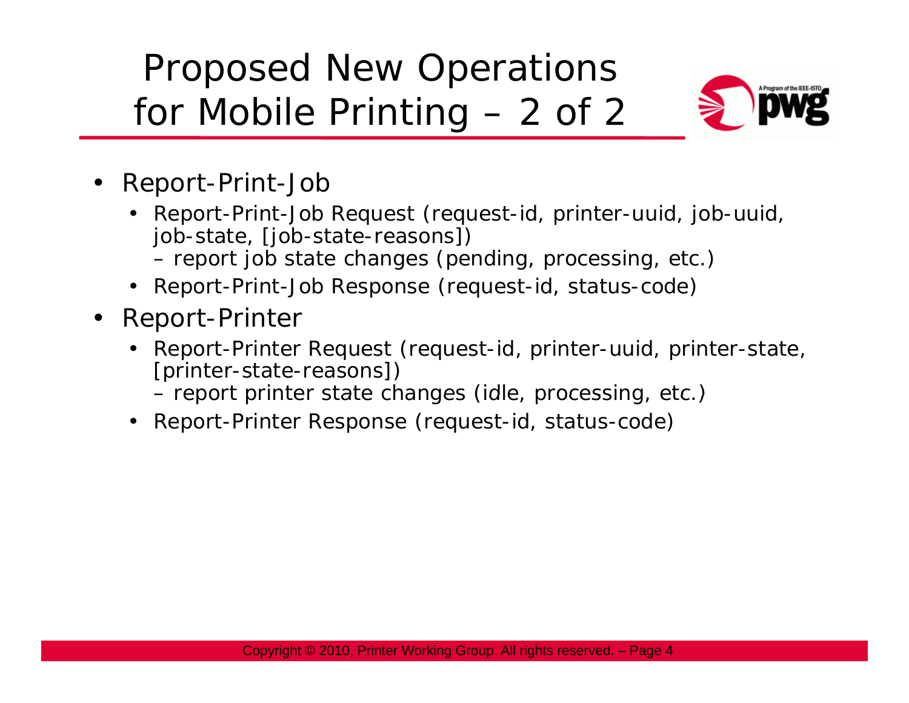# Proposed New Operations for Mobile Printing – 2 of 2

- Report-Print-Job
  - Report-Print-Job Request (request-id, printer-uuid, job-uuid, job-state, [job-state-reasons])
    - report job state changes (pending, processing, etc.)
  - Report-Print-Job Response (request-id, status-code)
- Report-Printer
  - Report-Printer Request (request-id, printer-uuid, printer-state, [printer-state-reasons])
    - report printer state changes (idle, processing, etc.)
  - Report-Printer Response (request-id, status-code)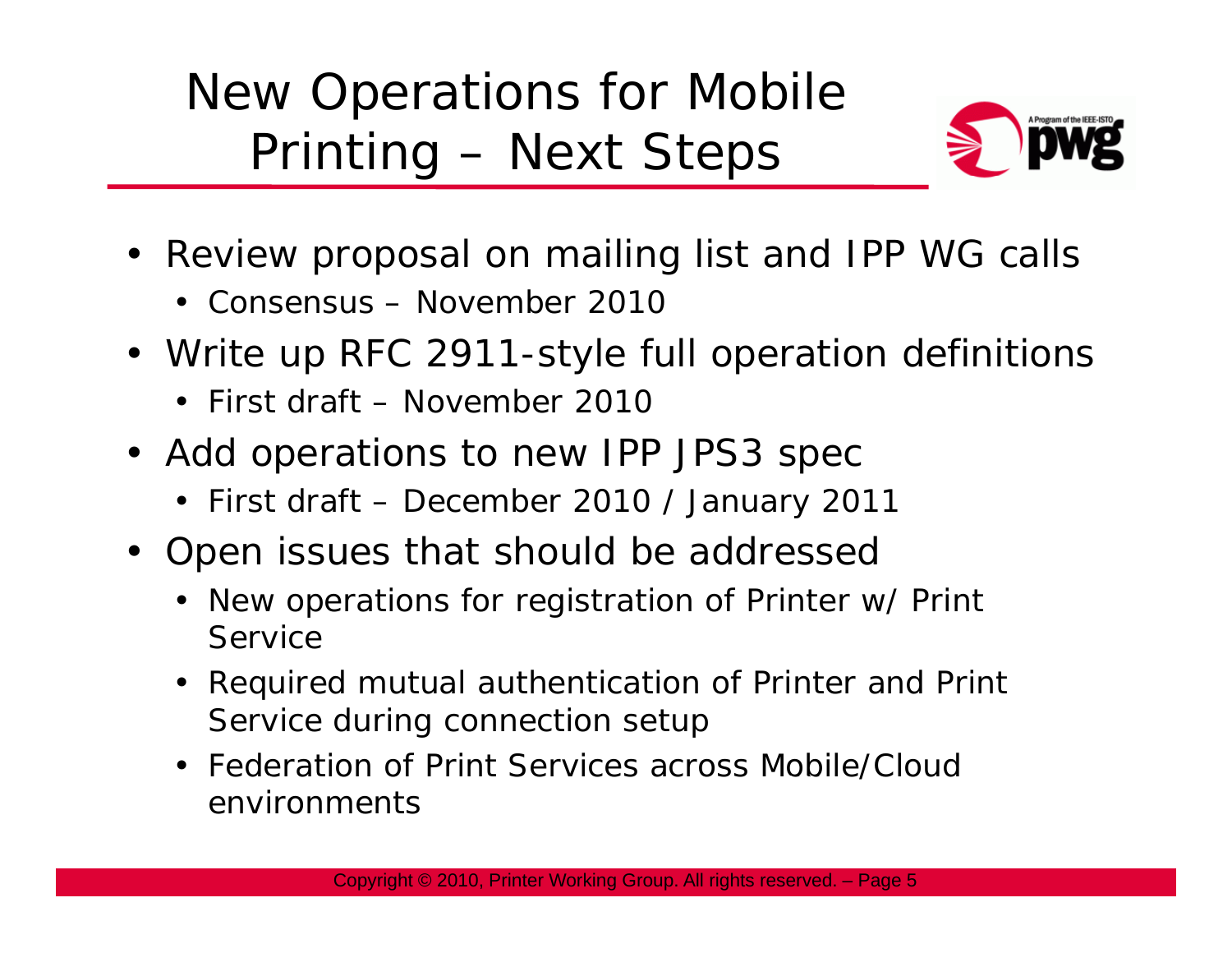# New Operations for Mobile Printing – Next Steps

- Review proposal on mailing list and IPP WG calls
  - Consensus – November 2010
- Write up RFC 2911-style full operation definitions
  - First draft – November 2010
- Add operations to new IPP JPS3 spec
  - First draft – December 2010 / January 2011
- Open issues that should be addressed
  - New operations for registration of Printer w/ Print Service
  - Required mutual authentication of Printer and Print Service during connection setup
  - Federation of Print Services across Mobile/Cloud environments